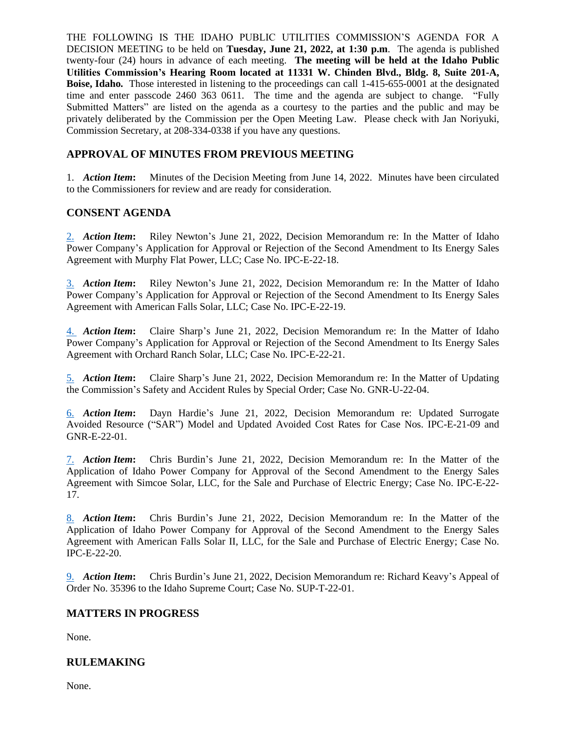THE FOLLOWING IS THE IDAHO PUBLIC UTILITIES COMMISSION'S AGENDA FOR A DECISION MEETING to be held on **Tuesday, June 21, 2022, at 1:30 p.m**. The agenda is published twenty-four (24) hours in advance of each meeting. **The meeting will be held at the Idaho Public Utilities Commission's Hearing Room located at 11331 W. Chinden Blvd., Bldg. 8, Suite 201-A, Boise, Idaho.** Those interested in listening to the proceedings can call 1-415-655-0001 at the designated time and enter passcode 2460 363 0611. The time and the agenda are subject to change. "Fully Submitted Matters" are listed on the agenda as a courtesy to the parties and the public and may be privately deliberated by the Commission per the Open Meeting Law. Please check with Jan Noriyuki, Commission Secretary, at 208-334-0338 if you have any questions.

## APPROVAL OF MINUTES FROM PREVIOUS MEETING

1. ***Action Item*:** Minutes of the Decision Meeting from June 14, 2022. Minutes have been circulated to the Commissioners for review and are ready for consideration.

## CONSENT AGENDA

2. ***Action Item*:** Riley Newton's June 21, 2022, Decision Memorandum re: In the Matter of Idaho Power Company's Application for Approval or Rejection of the Second Amendment to Its Energy Sales Agreement with Murphy Flat Power, LLC; Case No. IPC-E-22-18.

3. ***Action Item*:** Riley Newton's June 21, 2022, Decision Memorandum re: In the Matter of Idaho Power Company's Application for Approval or Rejection of the Second Amendment to Its Energy Sales Agreement with American Falls Solar, LLC; Case No. IPC-E-22-19.

4. ***Action Item*:** Claire Sharp's June 21, 2022, Decision Memorandum re: In the Matter of Idaho Power Company's Application for Approval or Rejection of the Second Amendment to Its Energy Sales Agreement with Orchard Ranch Solar, LLC; Case No. IPC-E-22-21.

5. ***Action Item*:** Claire Sharp's June 21, 2022, Decision Memorandum re: In the Matter of Updating the Commission's Safety and Accident Rules by Special Order; Case No. GNR-U-22-04.

6. ***Action Item*:** Dayn Hardie's June 21, 2022, Decision Memorandum re: Updated Surrogate Avoided Resource ("SAR") Model and Updated Avoided Cost Rates for Case Nos. IPC-E-21-09 and GNR-E-22-01.

7. ***Action Item*:** Chris Burdin's June 21, 2022, Decision Memorandum re: In the Matter of the Application of Idaho Power Company for Approval of the Second Amendment to the Energy Sales Agreement with Simcoe Solar, LLC, for the Sale and Purchase of Electric Energy; Case No. IPC-E-22-17.

8. ***Action Item*:** Chris Burdin's June 21, 2022, Decision Memorandum re: In the Matter of the Application of Idaho Power Company for Approval of the Second Amendment to the Energy Sales Agreement with American Falls Solar II, LLC, for the Sale and Purchase of Electric Energy; Case No. IPC-E-22-20.

9. ***Action Item*:** Chris Burdin's June 21, 2022, Decision Memorandum re: Richard Keavy's Appeal of Order No. 35396 to the Idaho Supreme Court; Case No. SUP-T-22-01.

## MATTERS IN PROGRESS

None.

## RULEMAKING

None.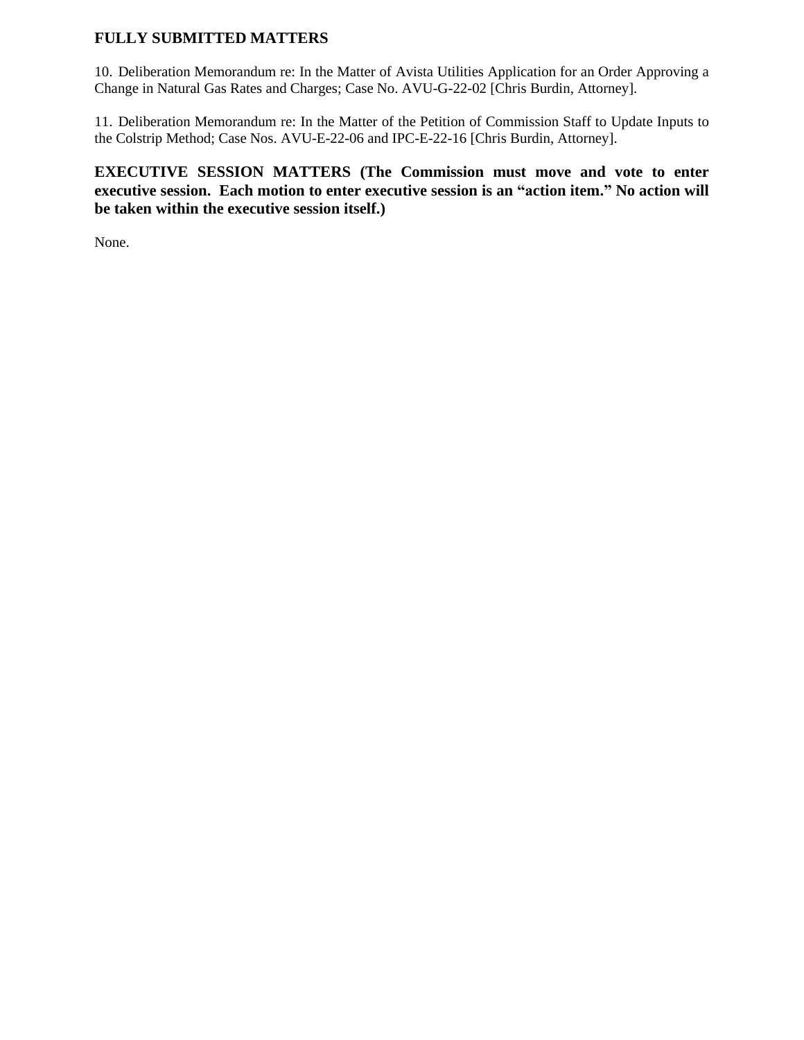**FULLY SUBMITTED MATTERS**

10. Deliberation Memorandum re: In the Matter of Avista Utilities Application for an Order Approving a Change in Natural Gas Rates and Charges; Case No. AVU-G-22-02 [Chris Burdin, Attorney].

11. Deliberation Memorandum re: In the Matter of the Petition of Commission Staff to Update Inputs to the Colstrip Method; Case Nos. AVU-E-22-06 and IPC-E-22-16 [Chris Burdin, Attorney].

**EXECUTIVE SESSION MATTERS (The Commission must move and vote to enter executive session. Each motion to enter executive session is an "action item." No action will be taken within the executive session itself.)**

None.